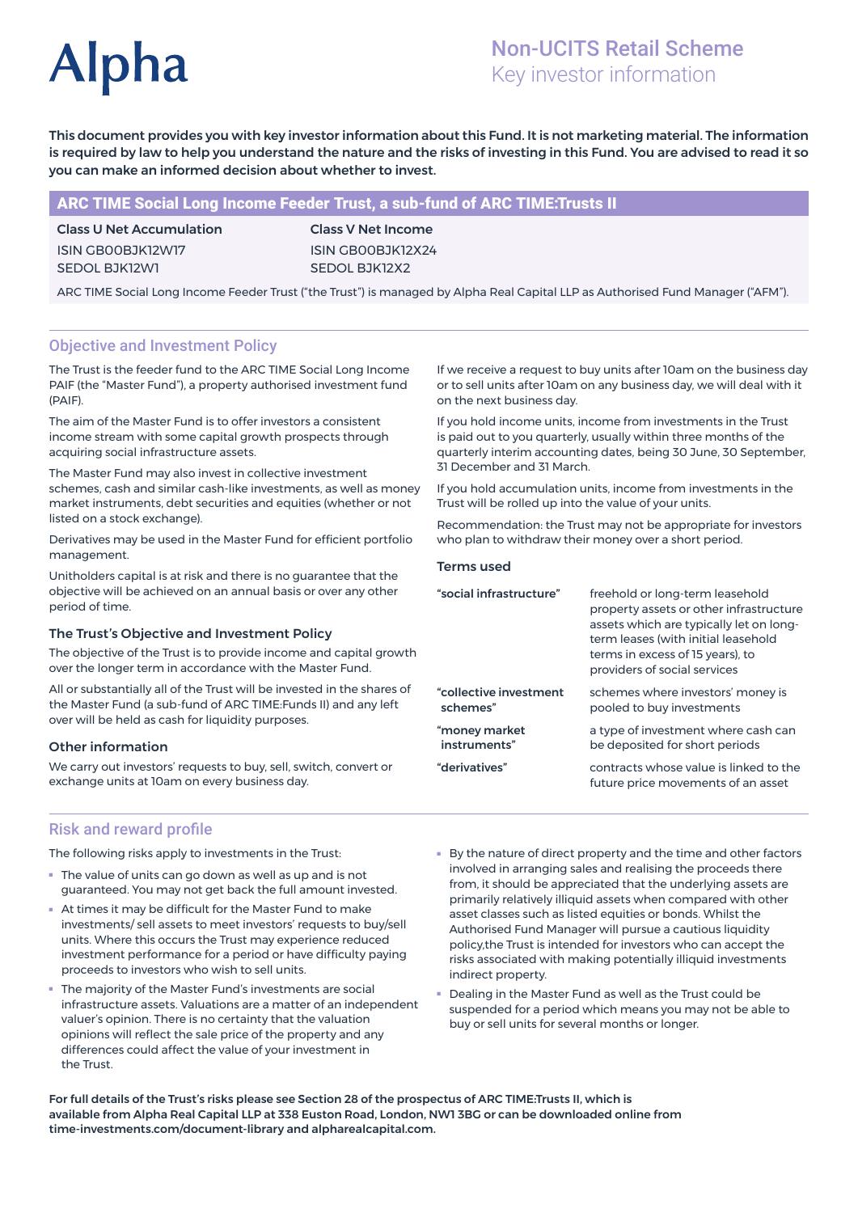# Alpha

## Non-UCITS Retail Scheme
Key investor information

**This document provides you with key investor information about this Fund. It is not marketing material. The information is required by law to help you understand the nature and the risks of investing in this Fund. You are advised to read it so you can make an informed decision about whether to invest.**

## ARC TIME Social Long Income Feeder Trust, a sub-fund of ARC TIME:Trusts II

| **Class U Net Accumulation** | **Class V Net Income** |
|---|---|
| ISIN GB00BJK12W17 | ISIN GB00BJK12X24 |
| SEDOL BJK12W1 | SEDOL BJK12X2 |

ARC TIME Social Long Income Feeder Trust ("the Trust") is managed by Alpha Real Capital LLP as Authorised Fund Manager ("AFM").

## Objective and Investment Policy

The Trust is the feeder fund to the ARC TIME Social Long Income PAIF (the "Master Fund"), a property authorised investment fund (PAIF).

The aim of the Master Fund is to offer investors a consistent income stream with some capital growth prospects through acquiring social infrastructure assets.

The Master Fund may also invest in collective investment schemes, cash and similar cash-like investments, as well as money market instruments, debt securities and equities (whether or not listed on a stock exchange).

Derivatives may be used in the Master Fund for efficient portfolio management.

Unitholders capital is at risk and there is no guarantee that the objective will be achieved on an annual basis or over any other period of time.

### The Trust's Objective and Investment Policy

The objective of the Trust is to provide income and capital growth over the longer term in accordance with the Master Fund.

All or substantially all of the Trust will be invested in the shares of the Master Fund (a sub-fund of ARC TIME:Funds II) and any left over will be held as cash for liquidity purposes.

### Other information

We carry out investors' requests to buy, sell, switch, convert or exchange units at 10am on every business day.

If we receive a request to buy units after 10am on the business day or to sell units after 10am on any business day, we will deal with it on the next business day.

If you hold income units, income from investments in the Trust is paid out to you quarterly, usually within three months of the quarterly interim accounting dates, being 30 June, 30 September, 31 December and 31 March.

If you hold accumulation units, income from investments in the Trust will be rolled up into the value of your units.

Recommendation: the Trust may not be appropriate for investors who plan to withdraw their money over a short period.

### Terms used

| | |
|---|---|
| **"social infrastructure"** | freehold or long-term leasehold property assets or other infrastructure assets which are typically let on long-term leases (with initial leasehold terms in excess of 15 years), to providers of social services |
| **"collective investment schemes"** | schemes where investors' money is pooled to buy investments |
| **"money market instruments"** | a type of investment where cash can be deposited for short periods |
| **"derivatives"** | contracts whose value is linked to the future price movements of an asset |

## Risk and reward profile

The following risks apply to investments in the Trust:

- The value of units can go down as well as up and is not guaranteed. You may not get back the full amount invested.
- At times it may be difficult for the Master Fund to make investments/ sell assets to meet investors' requests to buy/sell units. Where this occurs the Trust may experience reduced investment performance for a period or have difficulty paying proceeds to investors who wish to sell units.
- The majority of the Master Fund's investments are social infrastructure assets. Valuations are a matter of an independent valuer's opinion. There is no certainty that the valuation opinions will reflect the sale price of the property and any differences could affect the value of your investment in the Trust.
- By the nature of direct property and the time and other factors involved in arranging sales and realising the proceeds there from, it should be appreciated that the underlying assets are primarily relatively illiquid assets when compared with other asset classes such as listed equities or bonds. Whilst the Authorised Fund Manager will pursue a cautious liquidity policy,the Trust is intended for investors who can accept the risks associated with making potentially illiquid investments indirect property.
- Dealing in the Master Fund as well as the Trust could be suspended for a period which means you may not be able to buy or sell units for several months or longer.

**For full details of the Trust's risks please see Section 28 of the prospectus of ARC TIME:Trusts II, which is available from Alpha Real Capital LLP at 338 Euston Road, London, NW1 3BG or can be downloaded online from time-investments.com/document-library and alpharealcapital.com.**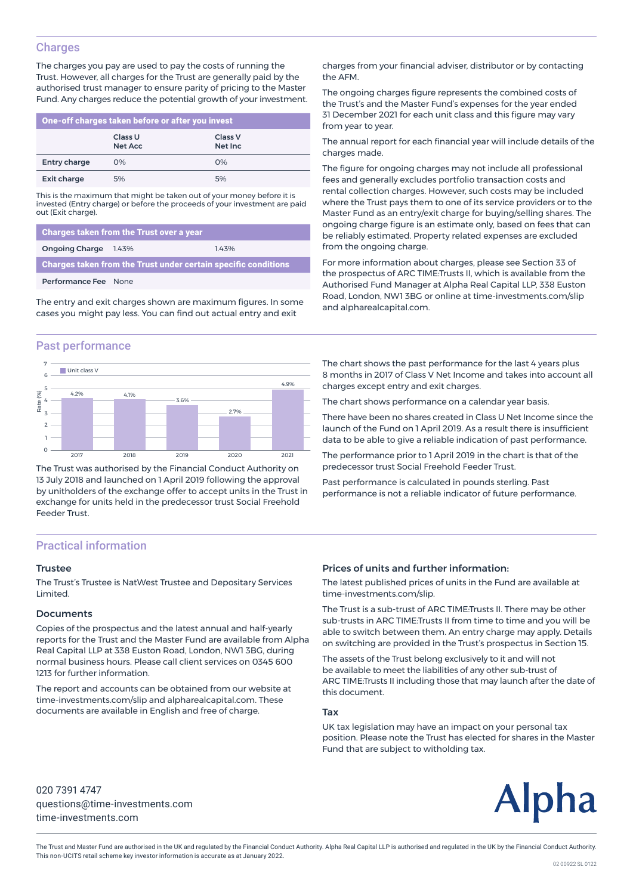## Charges

The charges you pay are used to pay the costs of running the Trust. However, all charges for the Trust are generally paid by the authorised trust manager to ensure parity of pricing to the Master Fund. Any charges reduce the potential growth of your investment.

| One-off charges taken before or after you invest | | |
|---|---|---|
| | Class U Net Acc | Class V Net Inc |
| Entry charge | 0% | 0% |
| Exit charge | 5% | 5% |

This is the maximum that might be taken out of your money before it is invested (Entry charge) or before the proceeds of your investment are paid out (Exit charge).

| Charges taken from the Trust over a year | | |
|---|---|---|
| Ongoing Charge | 1.43% | 1.43% |
| **Charges taken from the Trust under certain specific conditions** | | |
| Performance Fee | None | |

The entry and exit charges shown are maximum figures. In some cases you might pay less. You can find out actual entry and exit charges from your financial adviser, distributor or by contacting the AFM.

The ongoing charges figure represents the combined costs of the Trust's and the Master Fund's expenses for the year ended 31 December 2021 for each unit class and this figure may vary from year to year.

The annual report for each financial year will include details of the charges made.

The figure for ongoing charges may not include all professional fees and generally excludes portfolio transaction costs and rental collection charges. However, such costs may be included where the Trust pays them to one of its service providers or to the Master Fund as an entry/exit charge for buying/selling shares. The ongoing charge figure is an estimate only, based on fees that can be reliably estimated. Property related expenses are excluded from the ongoing charge.

For more information about charges, please see Section 33 of the prospectus of ARC TIME:Trusts II, which is available from the Authorised Fund Manager at Alpha Real Capital LLP, 338 Euston Road, London, NW1 3BG or online at time-investments.com/slip and alpharealcapital.com.

## Past performance

Unit class V

Rate (%)

7
6
5
4
3
2
1
0

4.2%
4.1%
3.6%
2.7%
4.9%

2017
2018
2019
2020
2021

The Trust was authorised by the Financial Conduct Authority on 13 July 2018 and launched on 1 April 2019 following the approval by unitholders of the exchange offer to accept units in the Trust in exchange for units held in the predecessor trust Social Freehold Feeder Trust.

The chart shows the past performance for the last 4 years plus 8 months in 2017 of Class V Net Income and takes into account all charges except entry and exit charges.

The chart shows performance on a calendar year basis.

There have been no shares created in Class U Net Income since the launch of the Fund on 1 April 2019. As a result there is insufficient data to be able to give a reliable indication of past performance.

The performance prior to 1 April 2019 in the chart is that of the predecessor trust Social Freehold Feeder Trust.

Past performance is calculated in pounds sterling. Past performance is not a reliable indicator of future performance.

## Practical information

### Trustee

The Trust's Trustee is NatWest Trustee and Depositary Services Limited.

### Documents

Copies of the prospectus and the latest annual and half-yearly reports for the Trust and the Master Fund are available from Alpha Real Capital LLP at 338 Euston Road, London, NW1 3BG, during normal business hours. Please call client services on 0345 600 1213 for further information.

The report and accounts can be obtained from our website at time-investments.com/slip and alpharealcapital.com. These documents are available in English and free of charge.

### Prices of units and further information:

The latest published prices of units in the Fund are available at time-investments.com/slip.

The Trust is a sub-trust of ARC TIME:Trusts II. There may be other sub-trusts in ARC TIME:Trusts II from time to time and you will be able to switch between them. An entry charge may apply. Details on switching are provided in the Trust's prospectus in Section 15.

The assets of the Trust belong exclusively to it and will not be available to meet the liabilities of any other sub-trust of ARC TIME:Trusts II including those that may launch after the date of this document.

### Tax

UK tax legislation may have an impact on your personal tax position. Please note the Trust has elected for shares in the Master Fund that are subject to witholding tax.

020 7391 4747
questions@time-investments.com
time-investments.com

Alpha

The Trust and Master Fund are authorised in the UK and regulated by the Financial Conduct Authority. Alpha Real Capital LLP is authorised and regulated in the UK by the Financial Conduct Authority. This non-UCITS retail scheme key investor information is accurate as at January 2022.

02 00922 SL 0122